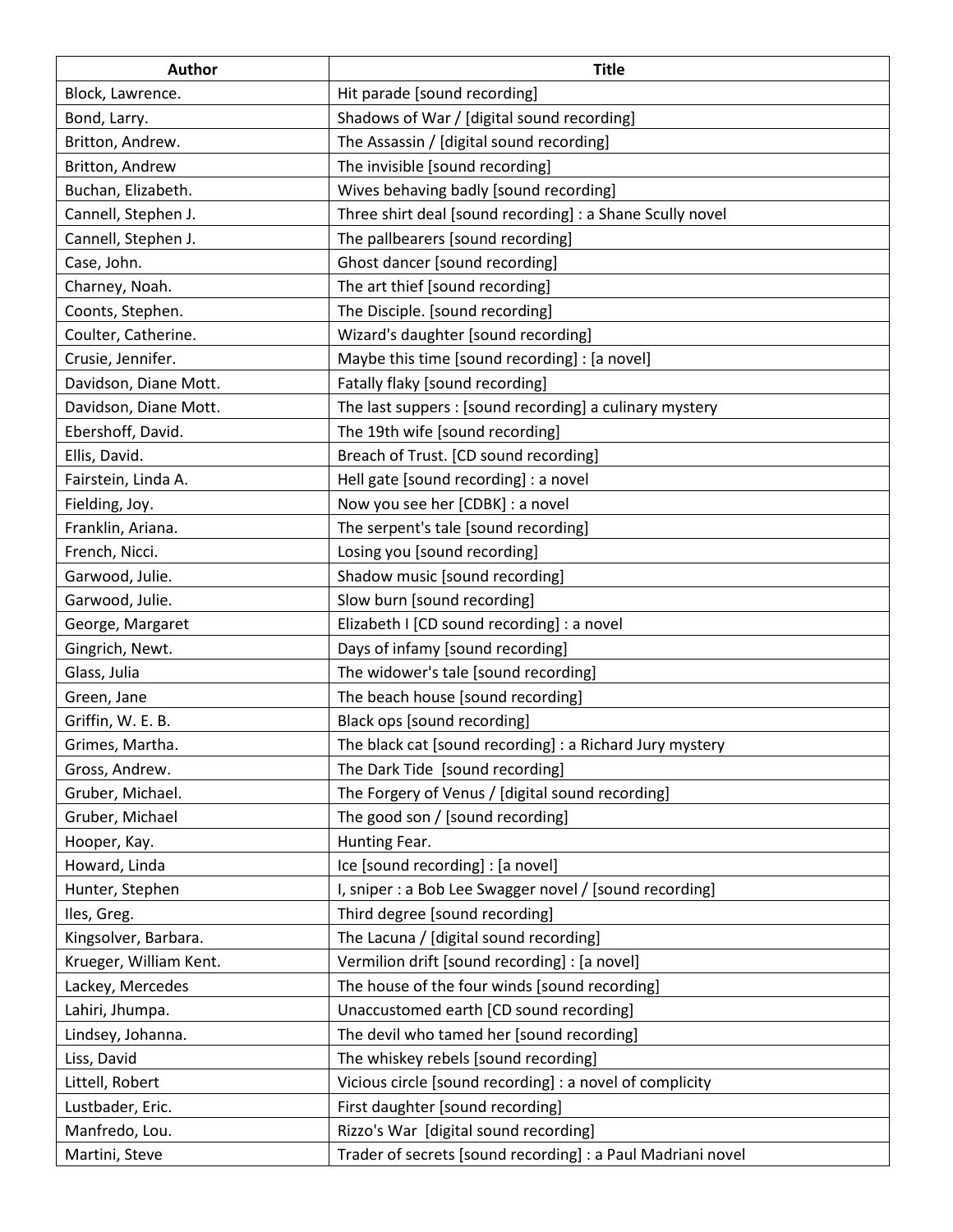| Author | Title |
| --- | --- |
| Block, Lawrence. | Hit parade [sound recording] |
| Bond, Larry. | Shadows of War / [digital sound recording] |
| Britton, Andrew. | The Assassin / [digital sound recording] |
| Britton, Andrew | The invisible [sound recording] |
| Buchan, Elizabeth. | Wives behaving badly [sound recording] |
| Cannell, Stephen J. | Three shirt deal [sound recording] : a Shane Scully novel |
| Cannell, Stephen J. | The pallbearers [sound recording] |
| Case, John. | Ghost dancer [sound recording] |
| Charney, Noah. | The art thief [sound recording] |
| Coonts, Stephen. | The Disciple. [sound recording] |
| Coulter, Catherine. | Wizard's daughter [sound recording] |
| Crusie, Jennifer. | Maybe this time [sound recording] : [a novel] |
| Davidson, Diane Mott. | Fatally flaky [sound recording] |
| Davidson, Diane Mott. | The last suppers : [sound recording] a culinary mystery |
| Ebershoff, David. | The 19th wife [sound recording] |
| Ellis, David. | Breach of Trust. [CD sound recording] |
| Fairstein, Linda A. | Hell gate [sound recording] : a novel |
| Fielding, Joy. | Now you see her [CDBK] : a novel |
| Franklin, Ariana. | The serpent's tale [sound recording] |
| French, Nicci. | Losing you [sound recording] |
| Garwood, Julie. | Shadow music [sound recording] |
| Garwood, Julie. | Slow burn [sound recording] |
| George, Margaret | Elizabeth I [CD sound recording] : a novel |
| Gingrich, Newt. | Days of infamy [sound recording] |
| Glass, Julia | The widower's tale [sound recording] |
| Green, Jane | The beach house [sound recording] |
| Griffin, W. E. B. | Black ops [sound recording] |
| Grimes, Martha. | The black cat [sound recording] : a Richard Jury mystery |
| Gross, Andrew. | The Dark Tide [sound recording] |
| Gruber, Michael. | The Forgery of Venus / [digital sound recording] |
| Gruber, Michael | The good son / [sound recording] |
| Hooper, Kay. | Hunting Fear. |
| Howard, Linda | Ice [sound recording] : [a novel] |
| Hunter, Stephen | I, sniper : a Bob Lee Swagger novel / [sound recording] |
| Iles, Greg. | Third degree [sound recording] |
| Kingsolver, Barbara. | The Lacuna / [digital sound recording] |
| Krueger, William Kent. | Vermilion drift [sound recording] : [a novel] |
| Lackey, Mercedes | The house of the four winds [sound recording] |
| Lahiri, Jhumpa. | Unaccustomed earth [CD sound recording] |
| Lindsey, Johanna. | The devil who tamed her [sound recording] |
| Liss, David | The whiskey rebels [sound recording] |
| Littell, Robert | Vicious circle [sound recording] : a novel of complicity |
| Lustbader, Eric. | First daughter [sound recording] |
| Manfredo, Lou. | Rizzo's War [digital sound recording] |
| Martini, Steve | Trader of secrets [sound recording] : a Paul Madriani novel |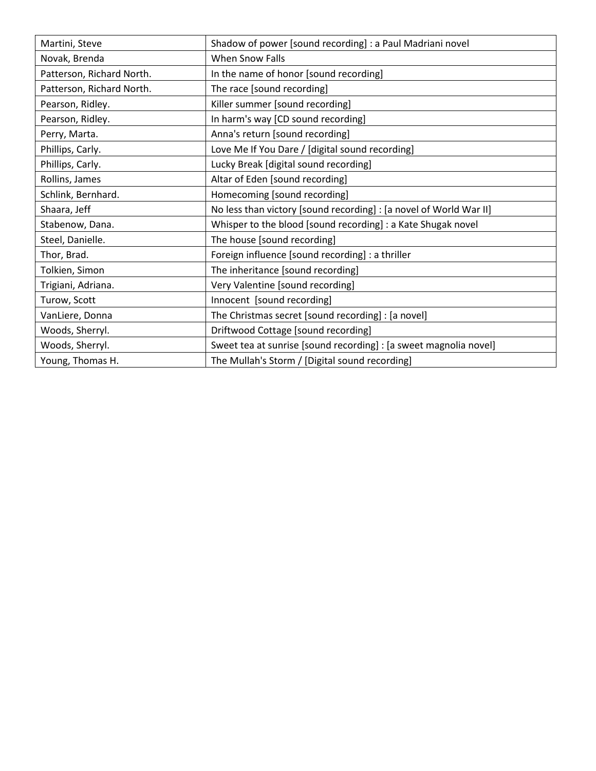| | |
|---|---|
| Martini, Steve | Shadow of power [sound recording] : a Paul Madriani novel |
| Novak, Brenda | When Snow Falls |
| Patterson, Richard North. | In the name of honor [sound recording] |
| Patterson, Richard North. | The race [sound recording] |
| Pearson, Ridley. | Killer summer [sound recording] |
| Pearson, Ridley. | In harm's way [CD sound recording] |
| Perry, Marta. | Anna's return [sound recording] |
| Phillips, Carly. | Love Me If You Dare / [digital sound recording] |
| Phillips, Carly. | Lucky Break [digital sound recording] |
| Rollins, James | Altar of Eden [sound recording] |
| Schlink, Bernhard. | Homecoming [sound recording] |
| Shaara, Jeff | No less than victory [sound recording] : [a novel of World War II] |
| Stabenow, Dana. | Whisper to the blood [sound recording] : a Kate Shugak novel |
| Steel, Danielle. | The house [sound recording] |
| Thor, Brad. | Foreign influence [sound recording] : a thriller |
| Tolkien, Simon | The inheritance [sound recording] |
| Trigiani, Adriana. | Very Valentine [sound recording] |
| Turow, Scott | Innocent [sound recording] |
| VanLiere, Donna | The Christmas secret [sound recording] : [a novel] |
| Woods, Sherryl. | Driftwood Cottage [sound recording] |
| Woods, Sherryl. | Sweet tea at sunrise [sound recording] : [a sweet magnolia novel] |
| Young, Thomas H. | The Mullah's Storm / [Digital sound recording] |